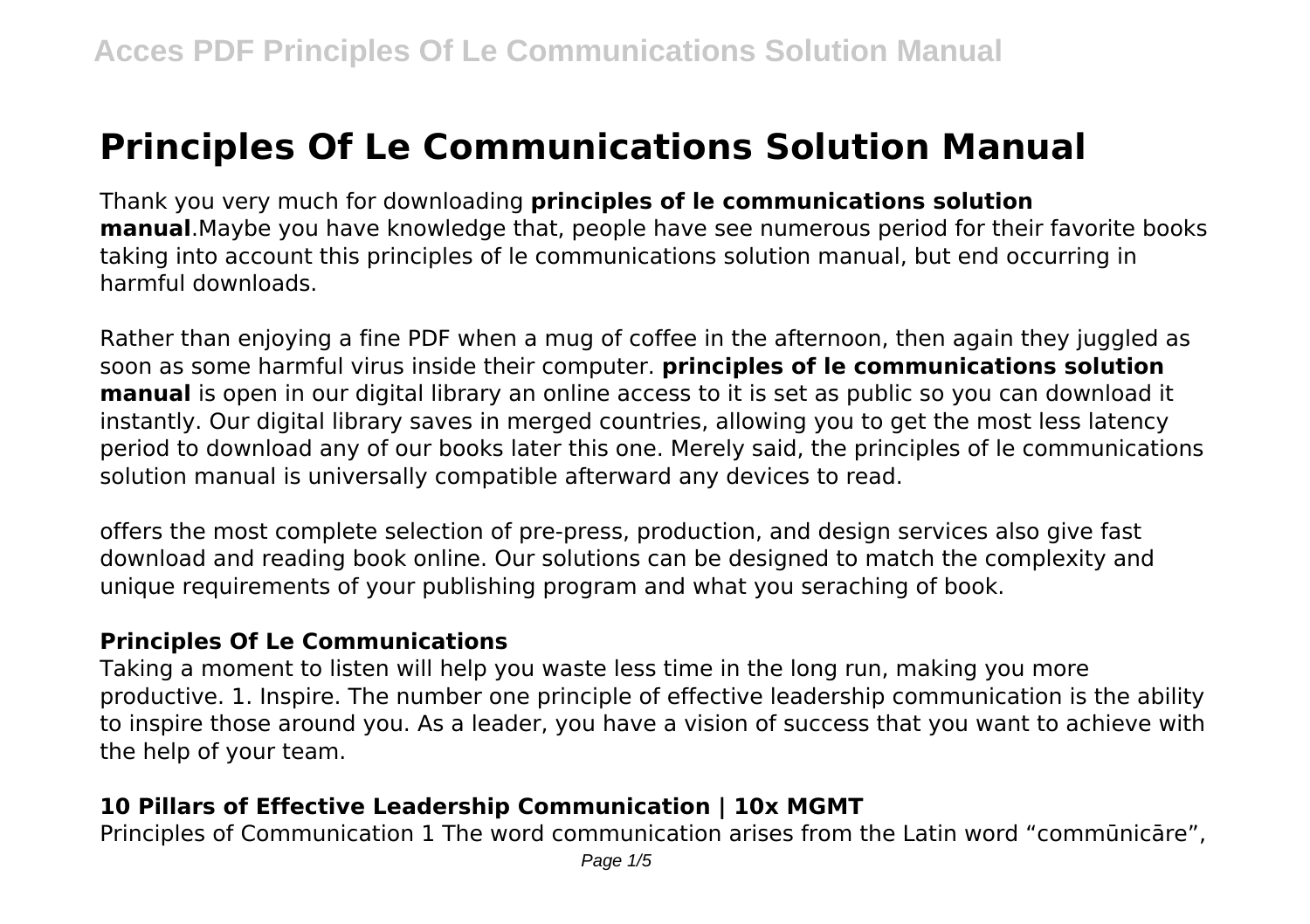# Principles Of Le Communications Solution Manual

Thank you very much for downloading **principles of le communications solution manual**.Maybe you have knowledge that, people have see numerous period for their favorite books taking into account this principles of le communications solution manual, but end occurring in harmful downloads.

Rather than enjoying a fine PDF when a mug of coffee in the afternoon, then again they juggled as soon as some harmful virus inside their computer. **principles of le communications solution manual** is open in our digital library an online access to it is set as public so you can download it instantly. Our digital library saves in merged countries, allowing you to get the most less latency period to download any of our books later this one. Merely said, the principles of le communications solution manual is universally compatible afterward any devices to read.

offers the most complete selection of pre-press, production, and design services also give fast download and reading book online. Our solutions can be designed to match the complexity and unique requirements of your publishing program and what you seraching of book.

### Principles Of Le Communications

Taking a moment to listen will help you waste less time in the long run, making you more productive. 1. Inspire. The number one principle of effective leadership communication is the ability to inspire those around you. As a leader, you have a vision of success that you want to achieve with the help of your team.

### 10 Pillars of Effective Leadership Communication | 10x MGMT

Principles of Communication 1 The word communication arises from the Latin word "commūnicāre",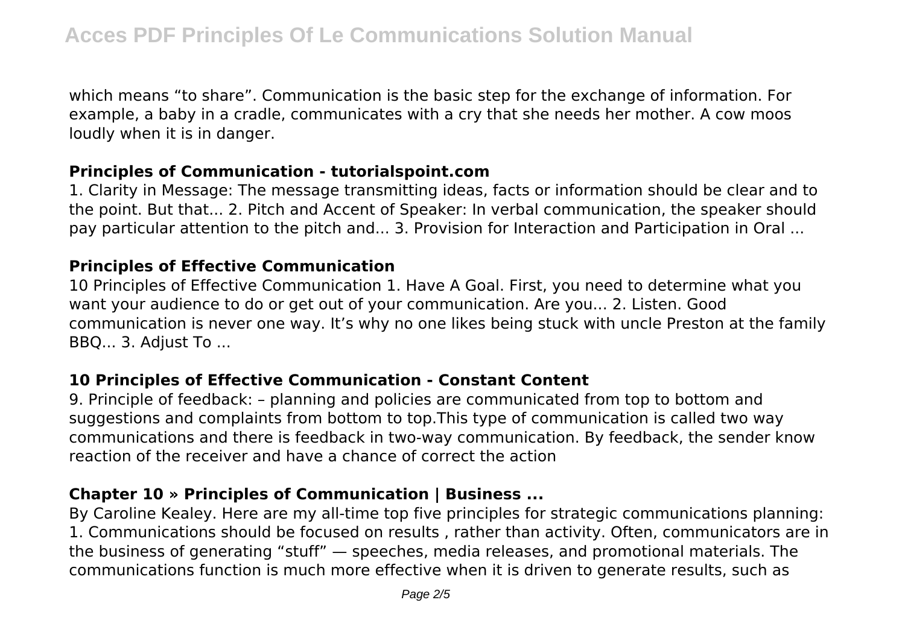which means “to share”. Communication is the basic step for the exchange of information. For example, a baby in a cradle, communicates with a cry that she needs her mother. A cow moos loudly when it is in danger.

### Principles of Communication - tutorialspoint.com

1. Clarity in Message: The message transmitting ideas, facts or information should be clear and to the point. But that... 2. Pitch and Accent of Speaker: In verbal communication, the speaker should pay particular attention to the pitch and... 3. Provision for Interaction and Participation in Oral ...

### Principles of Effective Communication

10 Principles of Effective Communication 1. Have A Goal. First, you need to determine what you want your audience to do or get out of your communication. Are you... 2. Listen. Good communication is never one way. It’s why no one likes being stuck with uncle Preston at the family BBQ... 3. Adjust To ...

### 10 Principles of Effective Communication - Constant Content

9. Principle of feedback: – planning and policies are communicated from top to bottom and suggestions and complaints from bottom to top.This type of communication is called two way communications and there is feedback in two-way communication. By feedback, the sender know reaction of the receiver and have a chance of correct the action

### Chapter 10 » Principles of Communication | Business ...

By Caroline Kealey. Here are my all-time top five principles for strategic communications planning: 1. Communications should be focused on results , rather than activity. Often, communicators are in the business of generating “stuff” — speeches, media releases, and promotional materials. The communications function is much more effective when it is driven to generate results, such as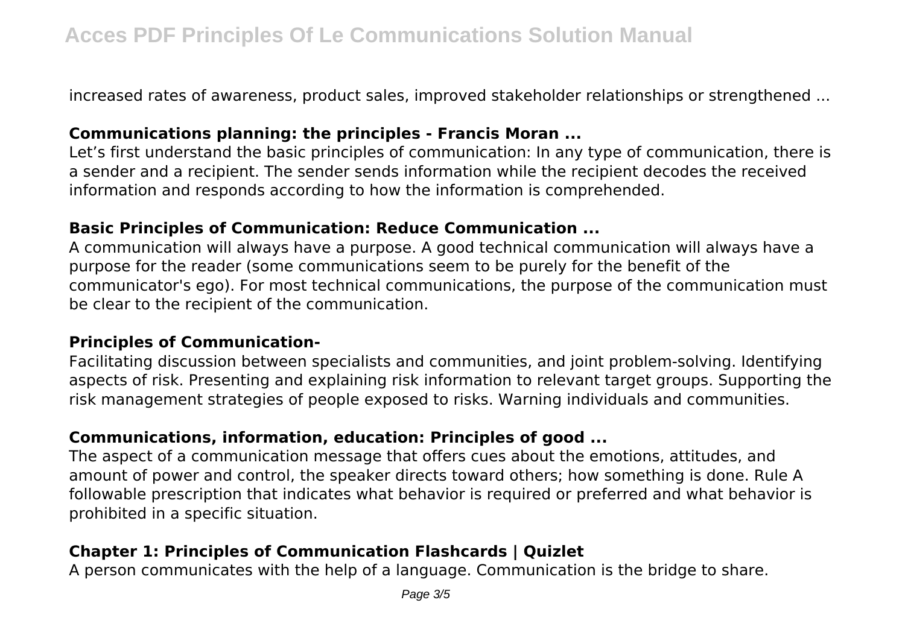increased rates of awareness, product sales, improved stakeholder relationships or strengthened ...

### Communications planning: the principles - Francis Moran ...

Let’s first understand the basic principles of communication: In any type of communication, there is a sender and a recipient. The sender sends information while the recipient decodes the received information and responds according to how the information is comprehended.

### Basic Principles of Communication: Reduce Communication ...

A communication will always have a purpose. A good technical communication will always have a purpose for the reader (some communications seem to be purely for the benefit of the communicator's ego). For most technical communications, the purpose of the communication must be clear to the recipient of the communication.

### Principles of Communication-

Facilitating discussion between specialists and communities, and joint problem-solving. Identifying aspects of risk. Presenting and explaining risk information to relevant target groups. Supporting the risk management strategies of people exposed to risks. Warning individuals and communities.

### Communications, information, education: Principles of good ...

The aspect of a communication message that offers cues about the emotions, attitudes, and amount of power and control, the speaker directs toward others; how something is done. Rule A followable prescription that indicates what behavior is required or preferred and what behavior is prohibited in a specific situation.

### Chapter 1: Principles of Communication Flashcards | Quizlet

A person communicates with the help of a language. Communication is the bridge to share.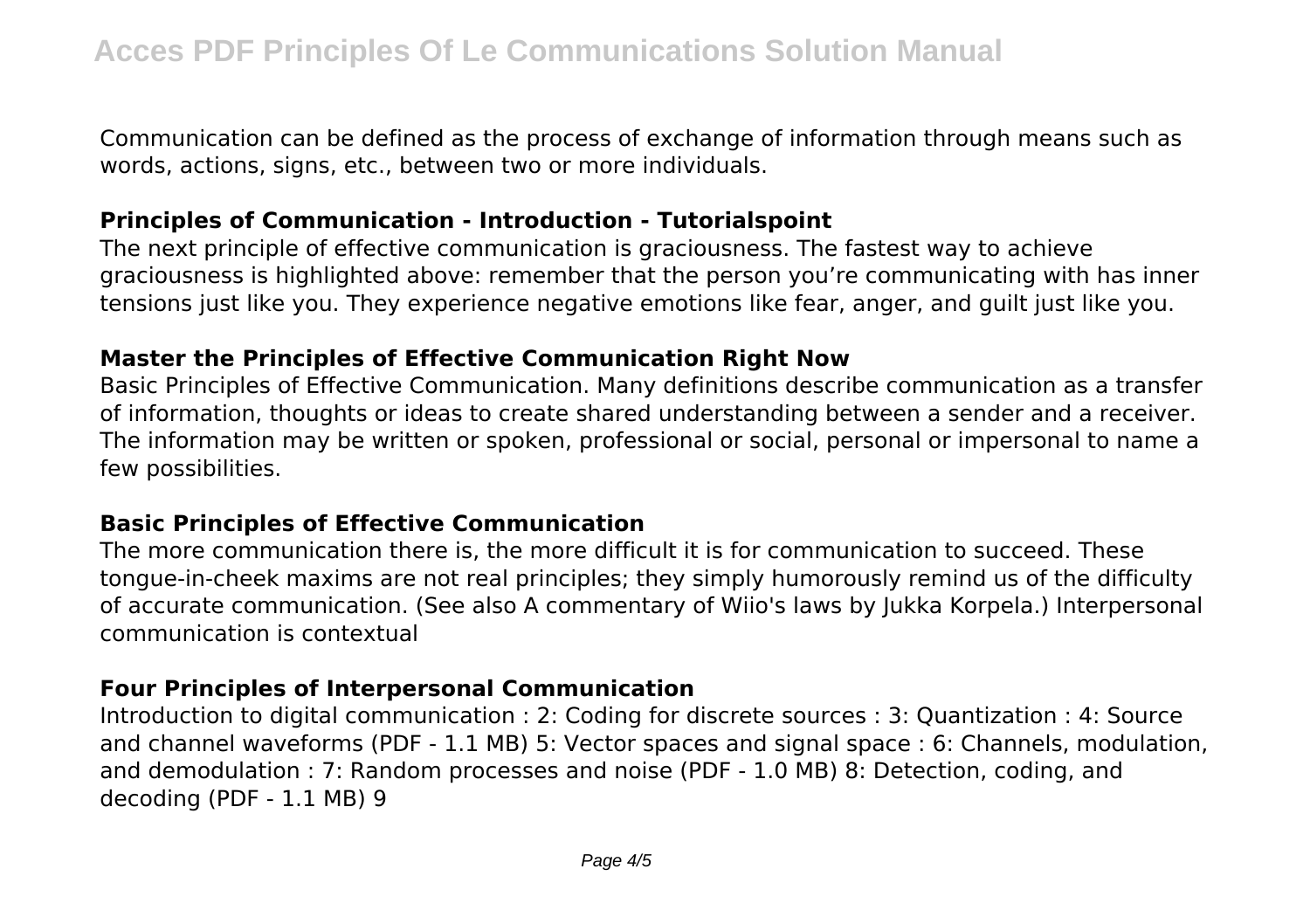Communication can be defined as the process of exchange of information through means such as words, actions, signs, etc., between two or more individuals.

### Principles of Communication - Introduction - Tutorialspoint

The next principle of effective communication is graciousness. The fastest way to achieve graciousness is highlighted above: remember that the person you're communicating with has inner tensions just like you. They experience negative emotions like fear, anger, and guilt just like you.

### Master the Principles of Effective Communication Right Now

Basic Principles of Effective Communication. Many definitions describe communication as a transfer of information, thoughts or ideas to create shared understanding between a sender and a receiver. The information may be written or spoken, professional or social, personal or impersonal to name a few possibilities.

### Basic Principles of Effective Communication

The more communication there is, the more difficult it is for communication to succeed. These tongue-in-cheek maxims are not real principles; they simply humorously remind us of the difficulty of accurate communication. (See also A commentary of Wiio's laws by Jukka Korpela.) Interpersonal communication is contextual

### Four Principles of Interpersonal Communication

Introduction to digital communication : 2: Coding for discrete sources : 3: Quantization : 4: Source and channel waveforms (PDF - 1.1 MB) 5: Vector spaces and signal space : 6: Channels, modulation, and demodulation : 7: Random processes and noise (PDF - 1.0 MB) 8: Detection, coding, and decoding (PDF - 1.1 MB) 9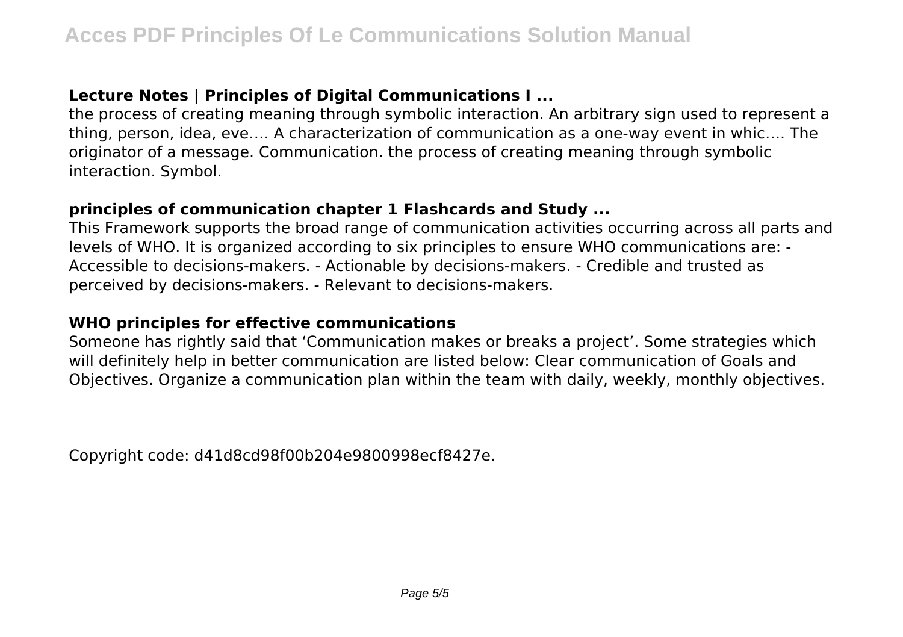### Lecture Notes | Principles of Digital Communications I ...

the process of creating meaning through symbolic interaction. An arbitrary sign used to represent a thing, person, idea, eve…. A characterization of communication as a one-way event in whic…. The originator of a message. Communication. the process of creating meaning through symbolic interaction. Symbol.

### principles of communication chapter 1 Flashcards and Study ...

This Framework supports the broad range of communication activities occurring across all parts and levels of WHO. It is organized according to six principles to ensure WHO communications are: - Accessible to decisions-makers. - Actionable by decisions-makers. - Credible and trusted as perceived by decisions-makers. - Relevant to decisions-makers.

### WHO principles for effective communications

Someone has rightly said that 'Communication makes or breaks a project'. Some strategies which will definitely help in better communication are listed below: Clear communication of Goals and Objectives. Organize a communication plan within the team with daily, weekly, monthly objectives.

Copyright code: d41d8cd98f00b204e9800998ecf8427e.